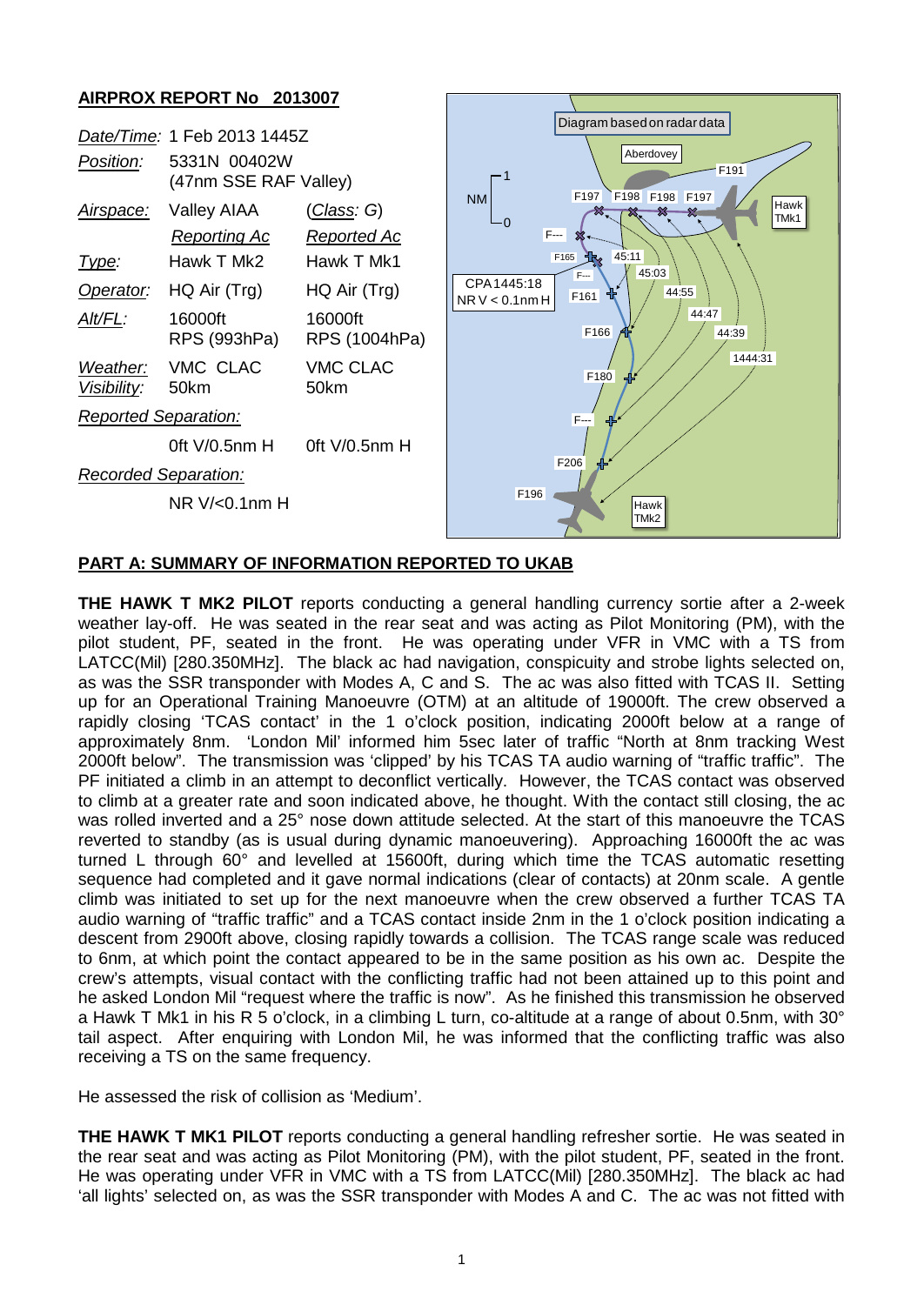## AIRPROX REPORT No 2013007

| | | |
|---|---|---|
| *Date/Time:* | 1 Feb 2013 1445Z | |
| *Position:* | 5331N 00402W (47nm SSE RAF Valley) | |
| *Airspace:* | Valley AIAA | (*Class*: G) |
| | *Reporting Ac* | *Reported Ac* |
| *Type:* | Hawk T Mk2 | Hawk T Mk1 |
| *Operator:* | HQ Air (Trg) | HQ Air (Trg) |
| *Alt/FL:* | 16000ft RPS (993hPa) | 16000ft RPS (1004hPa) |
| *Weather:* | VMC CLAC | VMC CLAC |
| *Visibility:* | 50km | 50km |
| *Reported Separation:* | | |
| | 0ft V/0.5nm H | 0ft V/0.5nm H |
| *Recorded Separation:* | | |
| | NR V/<0.1nm H | |

## PART A: SUMMARY OF INFORMATION REPORTED TO UKAB

**THE HAWK T MK2 PILOT** reports conducting a general handling currency sortie after a 2-week weather lay-off. He was seated in the rear seat and was acting as Pilot Monitoring (PM), with the pilot student, PF, seated in the front. He was operating under VFR in VMC with a TS from LATCC(Mil) [280.350MHz]. The black ac had navigation, conspicuity and strobe lights selected on, as was the SSR transponder with Modes A, C and S. The ac was also fitted with TCAS II. Setting up for an Operational Training Manoeuvre (OTM) at an altitude of 19000ft. The crew observed a rapidly closing 'TCAS contact' in the 1 o'clock position, indicating 2000ft below at a range of approximately 8nm. 'London Mil' informed him 5sec later of traffic "North at 8nm tracking West 2000ft below". The transmission was 'clipped' by his TCAS TA audio warning of "traffic traffic". The PF initiated a climb in an attempt to deconflict vertically. However, the TCAS contact was observed to climb at a greater rate and soon indicated above, he thought. With the contact still closing, the ac was rolled inverted and a 25° nose down attitude selected. At the start of this manoeuvre the TCAS reverted to standby (as is usual during dynamic manoeuvering). Approaching 16000ft the ac was turned L through 60° and levelled at 15600ft, during which time the TCAS automatic resetting sequence had completed and it gave normal indications (clear of contacts) at 20nm scale. A gentle climb was initiated to set up for the next manoeuvre when the crew observed a further TCAS TA audio warning of "traffic traffic" and a TCAS contact inside 2nm in the 1 o'clock position indicating a descent from 2900ft above, closing rapidly towards a collision. The TCAS range scale was reduced to 6nm, at which point the contact appeared to be in the same position as his own ac. Despite the crew's attempts, visual contact with the conflicting traffic had not been attained up to this point and he asked London Mil "request where the traffic is now". As he finished this transmission he observed a Hawk T Mk1 in his R 5 o'clock, in a climbing L turn, co-altitude at a range of about 0.5nm, with 30° tail aspect. After enquiring with London Mil, he was informed that the conflicting traffic was also receiving a TS on the same frequency.

He assessed the risk of collision as 'Medium'.

**THE HAWK T MK1 PILOT** reports conducting a general handling refresher sortie. He was seated in the rear seat and was acting as Pilot Monitoring (PM), with the pilot student, PF, seated in the front. He was operating under VFR in VMC with a TS from LATCC(Mil) [280.350MHz]. The black ac had 'all lights' selected on, as was the SSR transponder with Modes A and C. The ac was not fitted with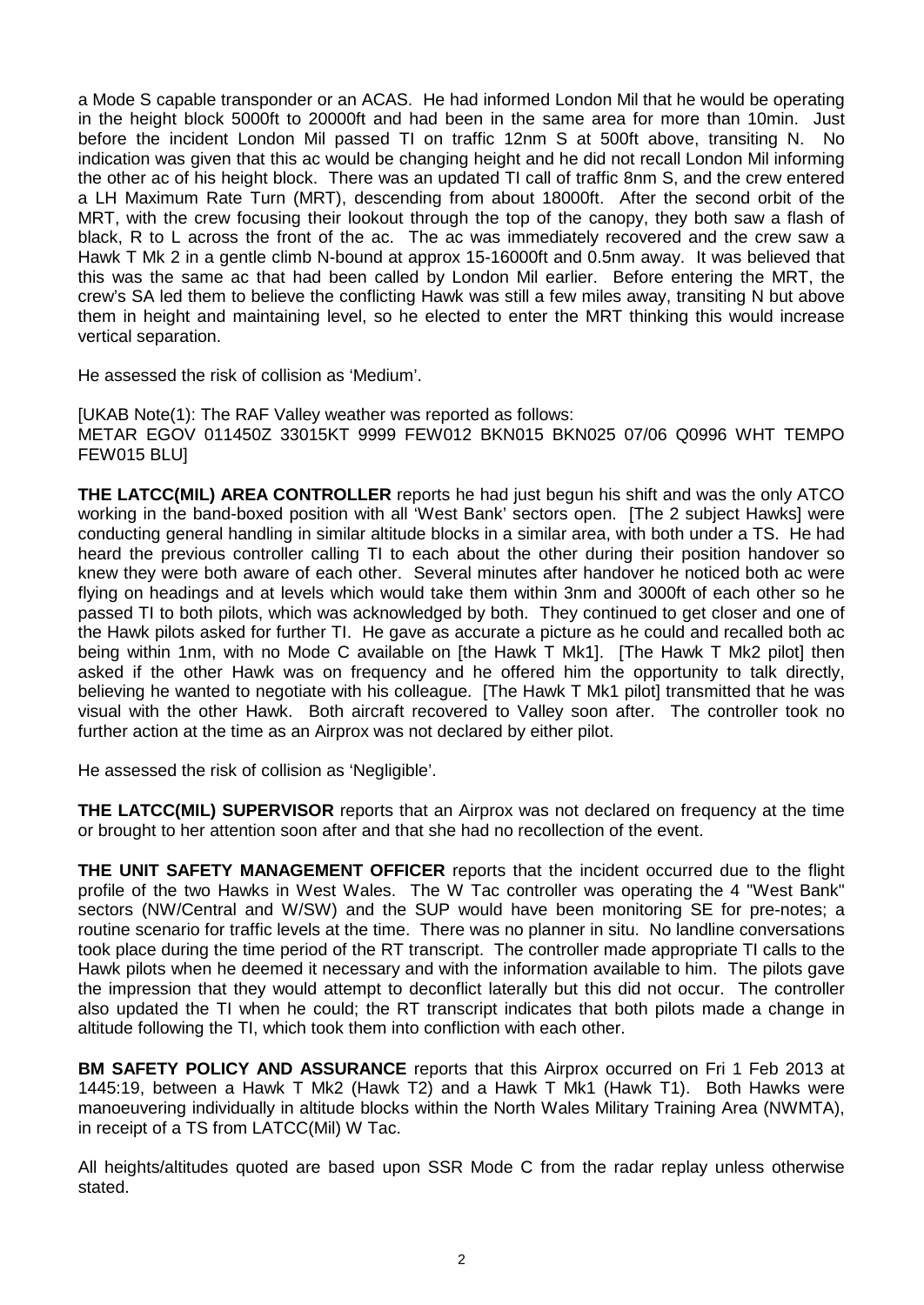a Mode S capable transponder or an ACAS. He had informed London Mil that he would be operating in the height block 5000ft to 20000ft and had been in the same area for more than 10min. Just before the incident London Mil passed TI on traffic 12nm S at 500ft above, transiting N. No indication was given that this ac would be changing height and he did not recall London Mil informing the other ac of his height block. There was an updated TI call of traffic 8nm S, and the crew entered a LH Maximum Rate Turn (MRT), descending from about 18000ft. After the second orbit of the MRT, with the crew focusing their lookout through the top of the canopy, they both saw a flash of black, R to L across the front of the ac. The ac was immediately recovered and the crew saw a Hawk T Mk 2 in a gentle climb N-bound at approx 15-16000ft and 0.5nm away. It was believed that this was the same ac that had been called by London Mil earlier. Before entering the MRT, the crew's SA led them to believe the conflicting Hawk was still a few miles away, transiting N but above them in height and maintaining level, so he elected to enter the MRT thinking this would increase vertical separation.

He assessed the risk of collision as 'Medium'.

[UKAB Note(1): The RAF Valley weather was reported as follows:
METAR EGOV 011450Z 33015KT 9999 FEW012 BKN015 BKN025 07/06 Q0996 WHT TEMPO FEW015 BLU]

**THE LATCC(MIL) AREA CONTROLLER** reports he had just begun his shift and was the only ATCO working in the band-boxed position with all 'West Bank' sectors open. [The 2 subject Hawks] were conducting general handling in similar altitude blocks in a similar area, with both under a TS. He had heard the previous controller calling TI to each about the other during their position handover so knew they were both aware of each other. Several minutes after handover he noticed both ac were flying on headings and at levels which would take them within 3nm and 3000ft of each other so he passed TI to both pilots, which was acknowledged by both. They continued to get closer and one of the Hawk pilots asked for further TI. He gave as accurate a picture as he could and recalled both ac being within 1nm, with no Mode C available on [the Hawk T Mk1]. [The Hawk T Mk2 pilot] then asked if the other Hawk was on frequency and he offered him the opportunity to talk directly, believing he wanted to negotiate with his colleague. [The Hawk T Mk1 pilot] transmitted that he was visual with the other Hawk. Both aircraft recovered to Valley soon after. The controller took no further action at the time as an Airprox was not declared by either pilot.

He assessed the risk of collision as 'Negligible'.

**THE LATCC(MIL) SUPERVISOR** reports that an Airprox was not declared on frequency at the time or brought to her attention soon after and that she had no recollection of the event.

**THE UNIT SAFETY MANAGEMENT OFFICER** reports that the incident occurred due to the flight profile of the two Hawks in West Wales. The W Tac controller was operating the 4 "West Bank" sectors (NW/Central and W/SW) and the SUP would have been monitoring SE for pre-notes; a routine scenario for traffic levels at the time. There was no planner in situ. No landline conversations took place during the time period of the RT transcript. The controller made appropriate TI calls to the Hawk pilots when he deemed it necessary and with the information available to him. The pilots gave the impression that they would attempt to deconflict laterally but this did not occur. The controller also updated the TI when he could; the RT transcript indicates that both pilots made a change in altitude following the TI, which took them into confliction with each other.

**BM SAFETY POLICY AND ASSURANCE** reports that this Airprox occurred on Fri 1 Feb 2013 at 1445:19, between a Hawk T Mk2 (Hawk T2) and a Hawk T Mk1 (Hawk T1). Both Hawks were manoeuvering individually in altitude blocks within the North Wales Military Training Area (NWMTA), in receipt of a TS from LATCC(Mil) W Tac.

All heights/altitudes quoted are based upon SSR Mode C from the radar replay unless otherwise stated.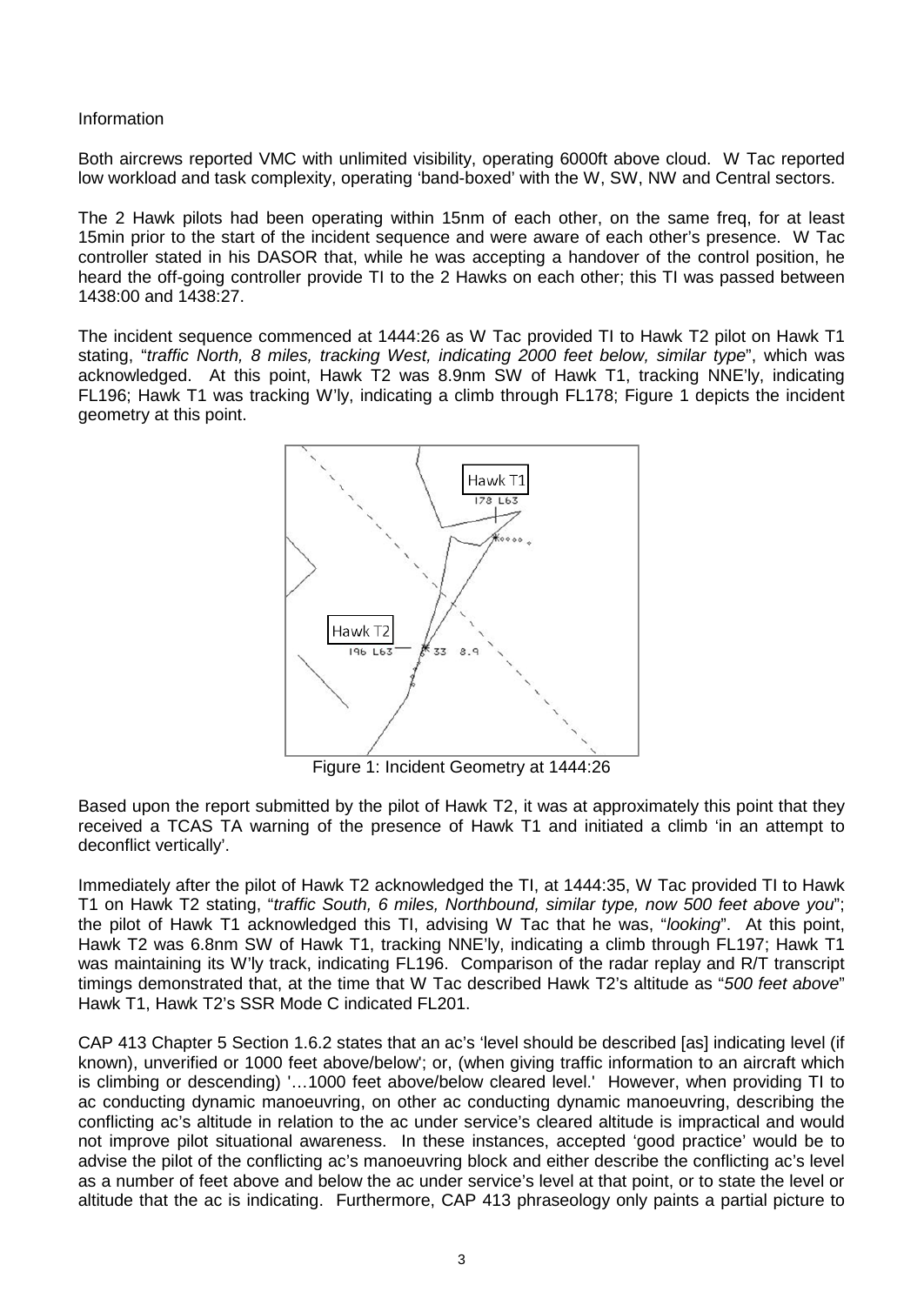Information

Both aircrews reported VMC with unlimited visibility, operating 6000ft above cloud. W Tac reported low workload and task complexity, operating 'band-boxed' with the W, SW, NW and Central sectors.

The 2 Hawk pilots had been operating within 15nm of each other, on the same freq, for at least 15min prior to the start of the incident sequence and were aware of each other's presence. W Tac controller stated in his DASOR that, while he was accepting a handover of the control position, he heard the off-going controller provide TI to the 2 Hawks on each other; this TI was passed between 1438:00 and 1438:27.

The incident sequence commenced at 1444:26 as W Tac provided TI to Hawk T2 pilot on Hawk T1 stating, "*traffic North, 8 miles, tracking West, indicating 2000 feet below, similar type*", which was acknowledged. At this point, Hawk T2 was 8.9nm SW of Hawk T1, tracking NNE'ly, indicating FL196; Hawk T1 was tracking W'ly, indicating a climb through FL178; Figure 1 depicts the incident geometry at this point.

Figure 1: Incident Geometry at 1444:26

Based upon the report submitted by the pilot of Hawk T2, it was at approximately this point that they received a TCAS TA warning of the presence of Hawk T1 and initiated a climb 'in an attempt to deconflict vertically'.

Immediately after the pilot of Hawk T2 acknowledged the TI, at 1444:35, W Tac provided TI to Hawk T1 on Hawk T2 stating, "*traffic South, 6 miles, Northbound, similar type, now 500 feet above you*"; the pilot of Hawk T1 acknowledged this TI, advising W Tac that he was, "*looking*". At this point, Hawk T2 was 6.8nm SW of Hawk T1, tracking NNE'ly, indicating a climb through FL197; Hawk T1 was maintaining its W'ly track, indicating FL196. Comparison of the radar replay and R/T transcript timings demonstrated that, at the time that W Tac described Hawk T2's altitude as "*500 feet above*" Hawk T1, Hawk T2's SSR Mode C indicated FL201.

CAP 413 Chapter 5 Section 1.6.2 states that an ac's 'level should be described [as] indicating level (if known), unverified or 1000 feet above/below'; or, (when giving traffic information to an aircraft which is climbing or descending) '…1000 feet above/below cleared level.' However, when providing TI to ac conducting dynamic manoeuvring, on other ac conducting dynamic manoeuvring, describing the conflicting ac's altitude in relation to the ac under service's cleared altitude is impractical and would not improve pilot situational awareness. In these instances, accepted 'good practice' would be to advise the pilot of the conflicting ac's manoeuvring block and either describe the conflicting ac's level as a number of feet above and below the ac under service's level at that point, or to state the level or altitude that the ac is indicating. Furthermore, CAP 413 phraseology only paints a partial picture to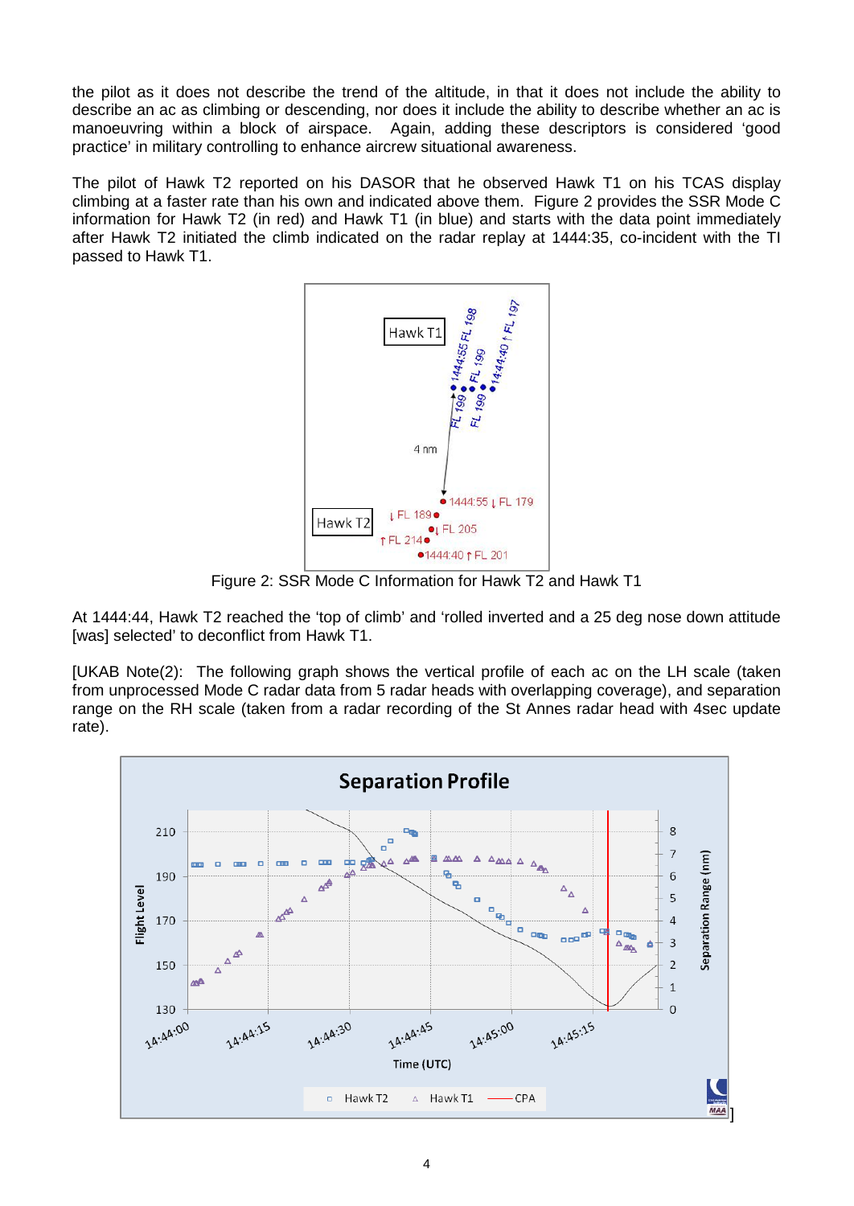the pilot as it does not describe the trend of the altitude, in that it does not include the ability to describe an ac as climbing or descending, nor does it include the ability to describe whether an ac is manoeuvring within a block of airspace. Again, adding these descriptors is considered 'good practice' in military controlling to enhance aircrew situational awareness.

The pilot of Hawk T2 reported on his DASOR that he observed Hawk T1 on his TCAS display climbing at a faster rate than his own and indicated above them. Figure 2 provides the SSR Mode C information for Hawk T2 (in red) and Hawk T1 (in blue) and starts with the data point immediately after Hawk T2 initiated the climb indicated on the radar replay at 1444:35, co-incident with the TI passed to Hawk T1.

Figure 2: SSR Mode C Information for Hawk T2 and Hawk T1

At 1444:44, Hawk T2 reached the 'top of climb' and 'rolled inverted and a 25 deg nose down attitude [was] selected' to deconflict from Hawk T1.

[UKAB Note(2): The following graph shows the vertical profile of each ac on the LH scale (taken from unprocessed Mode C radar data from 5 radar heads with overlapping coverage), and separation range on the RH scale (taken from a radar recording of the St Annes radar head with 4sec update rate).

]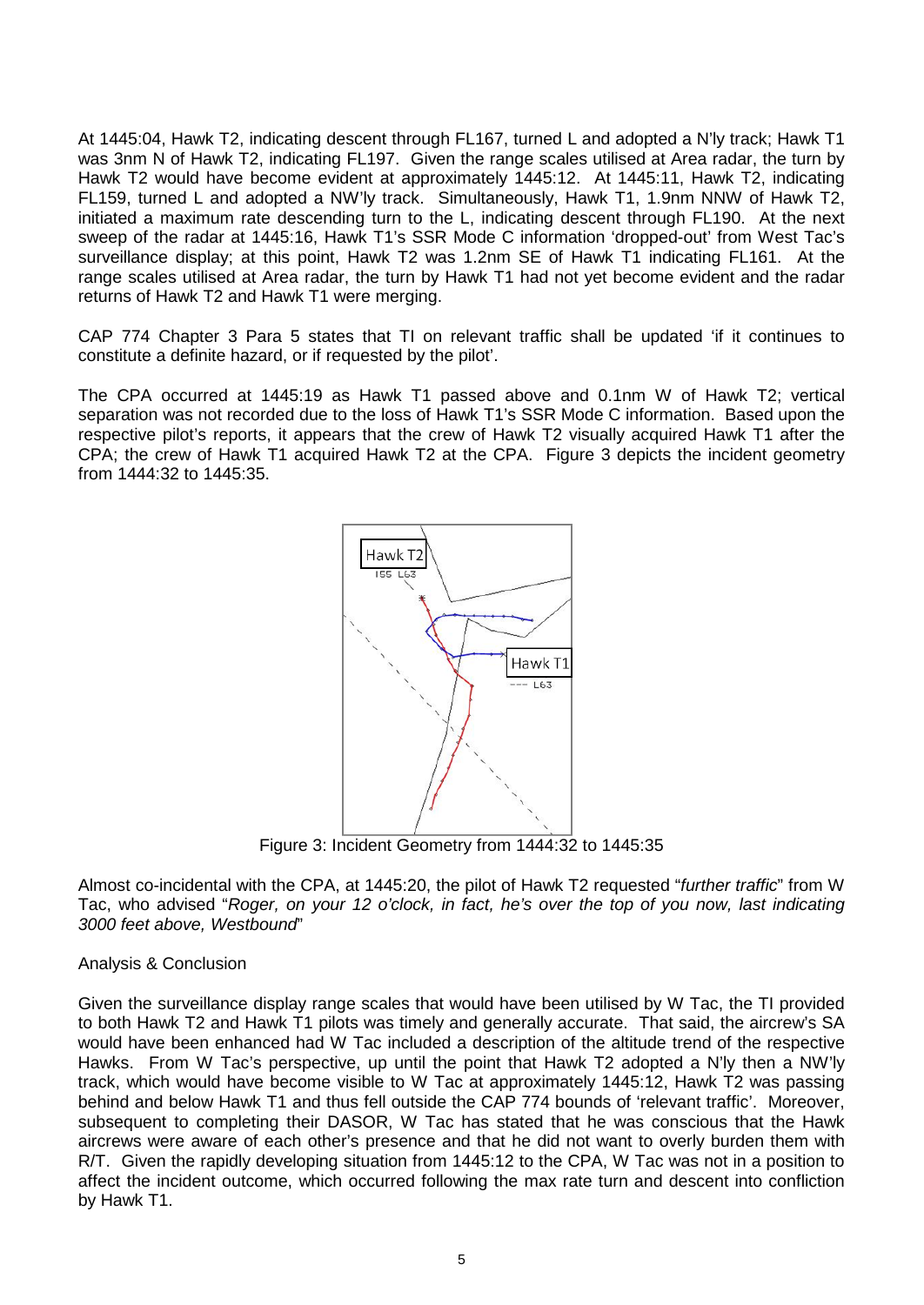At 1445:04, Hawk T2, indicating descent through FL167, turned L and adopted a N'ly track; Hawk T1 was 3nm N of Hawk T2, indicating FL197. Given the range scales utilised at Area radar, the turn by Hawk T2 would have become evident at approximately 1445:12. At 1445:11, Hawk T2, indicating FL159, turned L and adopted a NW'ly track. Simultaneously, Hawk T1, 1.9nm NNW of Hawk T2, initiated a maximum rate descending turn to the L, indicating descent through FL190. At the next sweep of the radar at 1445:16, Hawk T1's SSR Mode C information 'dropped-out' from West Tac's surveillance display; at this point, Hawk T2 was 1.2nm SE of Hawk T1 indicating FL161. At the range scales utilised at Area radar, the turn by Hawk T1 had not yet become evident and the radar returns of Hawk T2 and Hawk T1 were merging.

CAP 774 Chapter 3 Para 5 states that TI on relevant traffic shall be updated 'if it continues to constitute a definite hazard, or if requested by the pilot'.

The CPA occurred at 1445:19 as Hawk T1 passed above and 0.1nm W of Hawk T2; vertical separation was not recorded due to the loss of Hawk T1's SSR Mode C information. Based upon the respective pilot's reports, it appears that the crew of Hawk T2 visually acquired Hawk T1 after the CPA; the crew of Hawk T1 acquired Hawk T2 at the CPA. Figure 3 depicts the incident geometry from 1444:32 to 1445:35.

Figure 3: Incident Geometry from 1444:32 to 1445:35

Almost co-incidental with the CPA, at 1445:20, the pilot of Hawk T2 requested "*further traffic*" from W Tac, who advised "*Roger, on your 12 o'clock, in fact, he's over the top of you now, last indicating 3000 feet above, Westbound*"

Analysis & Conclusion

Given the surveillance display range scales that would have been utilised by W Tac, the TI provided to both Hawk T2 and Hawk T1 pilots was timely and generally accurate. That said, the aircrew's SA would have been enhanced had W Tac included a description of the altitude trend of the respective Hawks. From W Tac's perspective, up until the point that Hawk T2 adopted a N'ly then a NW'ly track, which would have become visible to W Tac at approximately 1445:12, Hawk T2 was passing behind and below Hawk T1 and thus fell outside the CAP 774 bounds of 'relevant traffic'. Moreover, subsequent to completing their DASOR, W Tac has stated that he was conscious that the Hawk aircrews were aware of each other's presence and that he did not want to overly burden them with R/T. Given the rapidly developing situation from 1445:12 to the CPA, W Tac was not in a position to affect the incident outcome, which occurred following the max rate turn and descent into confliction by Hawk T1.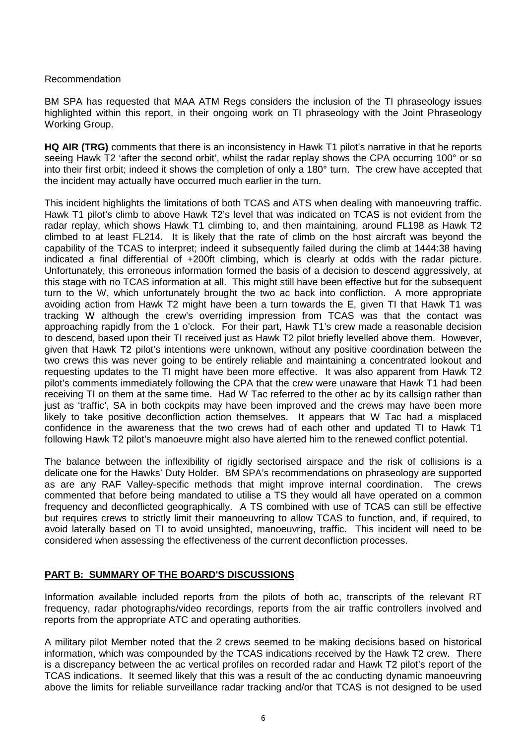Recommendation

BM SPA has requested that MAA ATM Regs considers the inclusion of the TI phraseology issues highlighted within this report, in their ongoing work on TI phraseology with the Joint Phraseology Working Group.

**HQ AIR (TRG)** comments that there is an inconsistency in Hawk T1 pilot's narrative in that he reports seeing Hawk T2 'after the second orbit', whilst the radar replay shows the CPA occurring 100° or so into their first orbit; indeed it shows the completion of only a 180° turn. The crew have accepted that the incident may actually have occurred much earlier in the turn.

This incident highlights the limitations of both TCAS and ATS when dealing with manoeuvring traffic. Hawk T1 pilot's climb to above Hawk T2's level that was indicated on TCAS is not evident from the radar replay, which shows Hawk T1 climbing to, and then maintaining, around FL198 as Hawk T2 climbed to at least FL214. It is likely that the rate of climb on the host aircraft was beyond the capability of the TCAS to interpret; indeed it subsequently failed during the climb at 1444:38 having indicated a final differential of +200ft climbing, which is clearly at odds with the radar picture. Unfortunately, this erroneous information formed the basis of a decision to descend aggressively, at this stage with no TCAS information at all. This might still have been effective but for the subsequent turn to the W, which unfortunately brought the two ac back into confliction. A more appropriate avoiding action from Hawk T2 might have been a turn towards the E, given TI that Hawk T1 was tracking W although the crew's overriding impression from TCAS was that the contact was approaching rapidly from the 1 o'clock. For their part, Hawk T1's crew made a reasonable decision to descend, based upon their TI received just as Hawk T2 pilot briefly levelled above them. However, given that Hawk T2 pilot's intentions were unknown, without any positive coordination between the two crews this was never going to be entirely reliable and maintaining a concentrated lookout and requesting updates to the TI might have been more effective. It was also apparent from Hawk T2 pilot's comments immediately following the CPA that the crew were unaware that Hawk T1 had been receiving TI on them at the same time. Had W Tac referred to the other ac by its callsign rather than just as 'traffic', SA in both cockpits may have been improved and the crews may have been more likely to take positive deconfliction action themselves. It appears that W Tac had a misplaced confidence in the awareness that the two crews had of each other and updated TI to Hawk T1 following Hawk T2 pilot's manoeuvre might also have alerted him to the renewed conflict potential.

The balance between the inflexibility of rigidly sectorised airspace and the risk of collisions is a delicate one for the Hawks' Duty Holder. BM SPA's recommendations on phraseology are supported as are any RAF Valley-specific methods that might improve internal coordination. The crews commented that before being mandated to utilise a TS they would all have operated on a common frequency and deconflicted geographically. A TS combined with use of TCAS can still be effective but requires crews to strictly limit their manoeuvring to allow TCAS to function, and, if required, to avoid laterally based on TI to avoid unsighted, manoeuvring, traffic. This incident will need to be considered when assessing the effectiveness of the current deconfliction processes.

## PART B: SUMMARY OF THE BOARD'S DISCUSSIONS

Information available included reports from the pilots of both ac, transcripts of the relevant RT frequency, radar photographs/video recordings, reports from the air traffic controllers involved and reports from the appropriate ATC and operating authorities.

A military pilot Member noted that the 2 crews seemed to be making decisions based on historical information, which was compounded by the TCAS indications received by the Hawk T2 crew. There is a discrepancy between the ac vertical profiles on recorded radar and Hawk T2 pilot's report of the TCAS indications. It seemed likely that this was a result of the ac conducting dynamic manoeuvring above the limits for reliable surveillance radar tracking and/or that TCAS is not designed to be used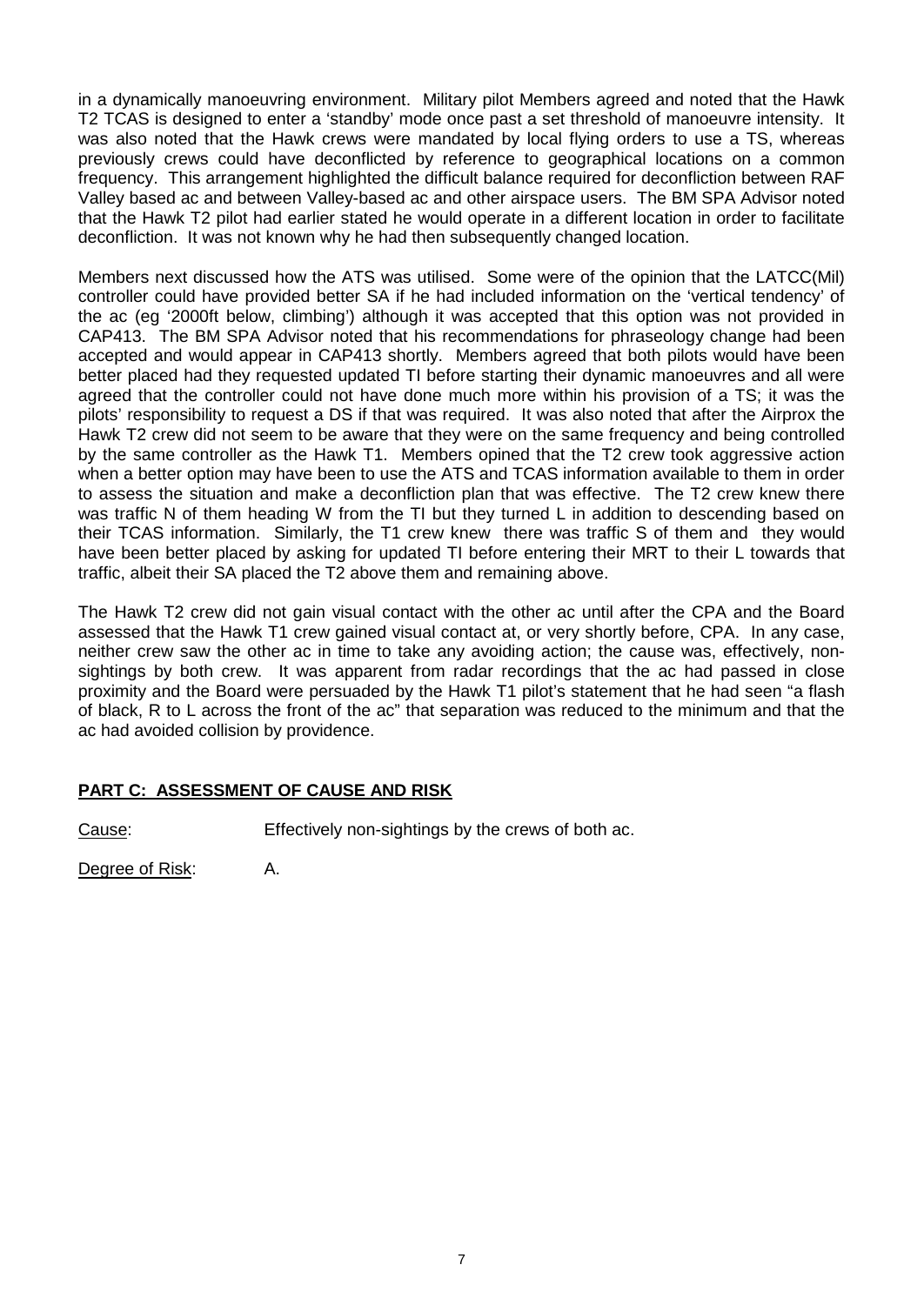in a dynamically manoeuvring environment. Military pilot Members agreed and noted that the Hawk T2 TCAS is designed to enter a 'standby' mode once past a set threshold of manoeuvre intensity. It was also noted that the Hawk crews were mandated by local flying orders to use a TS, whereas previously crews could have deconflicted by reference to geographical locations on a common frequency. This arrangement highlighted the difficult balance required for deconfliction between RAF Valley based ac and between Valley-based ac and other airspace users. The BM SPA Advisor noted that the Hawk T2 pilot had earlier stated he would operate in a different location in order to facilitate deconfliction. It was not known why he had then subsequently changed location.

Members next discussed how the ATS was utilised. Some were of the opinion that the LATCC(Mil) controller could have provided better SA if he had included information on the 'vertical tendency' of the ac (eg '2000ft below, climbing') although it was accepted that this option was not provided in CAP413. The BM SPA Advisor noted that his recommendations for phraseology change had been accepted and would appear in CAP413 shortly. Members agreed that both pilots would have been better placed had they requested updated TI before starting their dynamic manoeuvres and all were agreed that the controller could not have done much more within his provision of a TS; it was the pilots' responsibility to request a DS if that was required. It was also noted that after the Airprox the Hawk T2 crew did not seem to be aware that they were on the same frequency and being controlled by the same controller as the Hawk T1. Members opined that the T2 crew took aggressive action when a better option may have been to use the ATS and TCAS information available to them in order to assess the situation and make a deconfliction plan that was effective. The T2 crew knew there was traffic N of them heading W from the TI but they turned L in addition to descending based on their TCAS information. Similarly, the T1 crew knew there was traffic S of them and they would have been better placed by asking for updated TI before entering their MRT to their L towards that traffic, albeit their SA placed the T2 above them and remaining above.

The Hawk T2 crew did not gain visual contact with the other ac until after the CPA and the Board assessed that the Hawk T1 crew gained visual contact at, or very shortly before, CPA. In any case, neither crew saw the other ac in time to take any avoiding action; the cause was, effectively, non-sightings by both crew. It was apparent from radar recordings that the ac had passed in close proximity and the Board were persuaded by the Hawk T1 pilot's statement that he had seen "a flash of black, R to L across the front of the ac" that separation was reduced to the minimum and that the ac had avoided collision by providence.

## PART C: ASSESSMENT OF CAUSE AND RISK

Cause: Effectively non-sightings by the crews of both ac.

Degree of Risk: A.